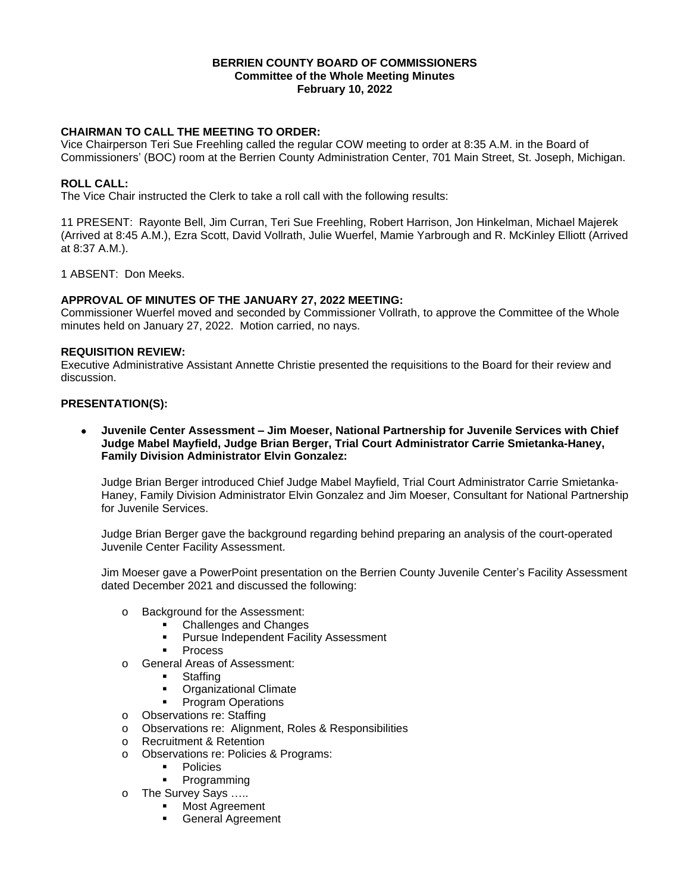**BERRIEN COUNTY BOARD OF COMMISSIONERS**
**Committee of the Whole Meeting Minutes**
**February 10, 2022**

**CHAIRMAN TO CALL THE MEETING TO ORDER:**
Vice Chairperson Teri Sue Freehling called the regular COW meeting to order at 8:35 A.M. in the Board of Commissioners' (BOC) room at the Berrien County Administration Center, 701 Main Street, St. Joseph, Michigan.

**ROLL CALL:**
The Vice Chair instructed the Clerk to take a roll call with the following results:

11 PRESENT: Rayonte Bell, Jim Curran, Teri Sue Freehling, Robert Harrison, Jon Hinkelman, Michael Majerek (Arrived at 8:45 A.M.), Ezra Scott, David Vollrath, Julie Wuerfel, Mamie Yarbrough and R. McKinley Elliott (Arrived at 8:37 A.M.).

1 ABSENT: Don Meeks.

**APPROVAL OF MINUTES OF THE JANUARY 27, 2022 MEETING:**
Commissioner Wuerfel moved and seconded by Commissioner Vollrath, to approve the Committee of the Whole minutes held on January 27, 2022. Motion carried, no nays.

**REQUISITION REVIEW:**
Executive Administrative Assistant Annette Christie presented the requisitions to the Board for their review and discussion.

**PRESENTATION(S):**

- **Juvenile Center Assessment – Jim Moeser, National Partnership for Juvenile Services with Chief Judge Mabel Mayfield, Judge Brian Berger, Trial Court Administrator Carrie Smietanka-Haney, Family Division Administrator Elvin Gonzalez:**

  Judge Brian Berger introduced Chief Judge Mabel Mayfield, Trial Court Administrator Carrie Smietanka-Haney, Family Division Administrator Elvin Gonzalez and Jim Moeser, Consultant for National Partnership for Juvenile Services.

  Judge Brian Berger gave the background regarding behind preparing an analysis of the court-operated Juvenile Center Facility Assessment.

  Jim Moeser gave a PowerPoint presentation on the Berrien County Juvenile Center's Facility Assessment dated December 2021 and discussed the following:

  - Background for the Assessment:
    - Challenges and Changes
    - Pursue Independent Facility Assessment
    - Process
  - General Areas of Assessment:
    - Staffing
    - Organizational Climate
    - Program Operations
  - Observations re: Staffing
  - Observations re: Alignment, Roles & Responsibilities
  - Recruitment & Retention
  - Observations re: Policies & Programs:
    - Policies
    - Programming
  - The Survey Says …..
    - Most Agreement
    - General Agreement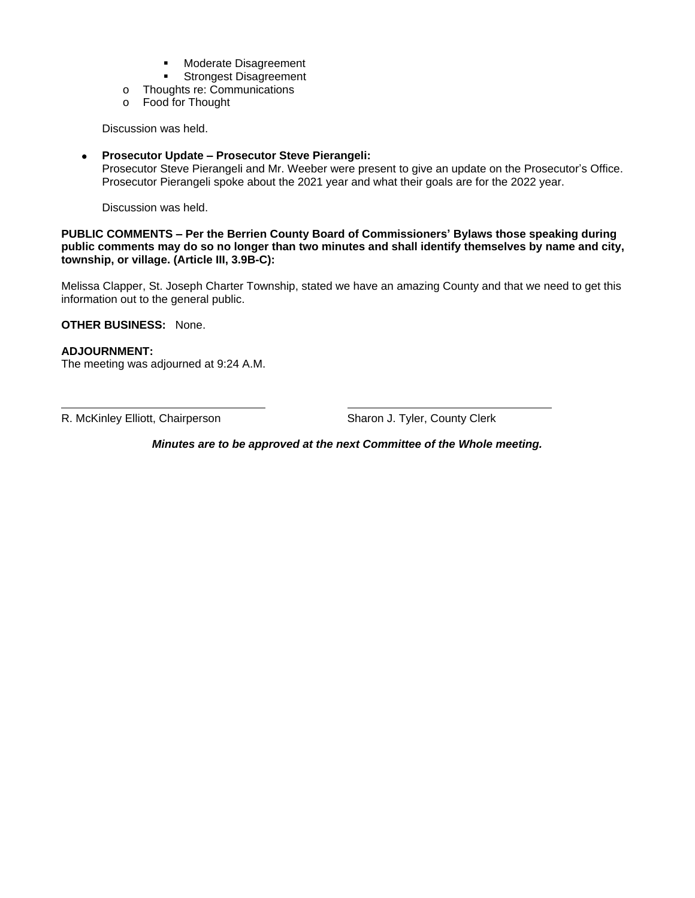- Moderate Disagreement
    - Strongest Disagreement
  - Thoughts re: Communications
  - Food for Thought

  Discussion was held.

- **Prosecutor Update – Prosecutor Steve Pierangeli:**
  Prosecutor Steve Pierangeli and Mr. Weeber were present to give an update on the Prosecutor's Office. Prosecutor Pierangeli spoke about the 2021 year and what their goals are for the 2022 year.

  Discussion was held.

**PUBLIC COMMENTS – Per the Berrien County Board of Commissioners' Bylaws those speaking during public comments may do so no longer than two minutes and shall identify themselves by name and city, township, or village. (Article III, 3.9B-C):**

Melissa Clapper, St. Joseph Charter Township, stated we have an amazing County and that we need to get this information out to the general public.

**OTHER BUSINESS:** None.

**ADJOURNMENT:**
The meeting was adjourned at 9:24 A.M.

R. McKinley Elliott, Chairperson

Sharon J. Tyler, County Clerk

***Minutes are to be approved at the next Committee of the Whole meeting.***